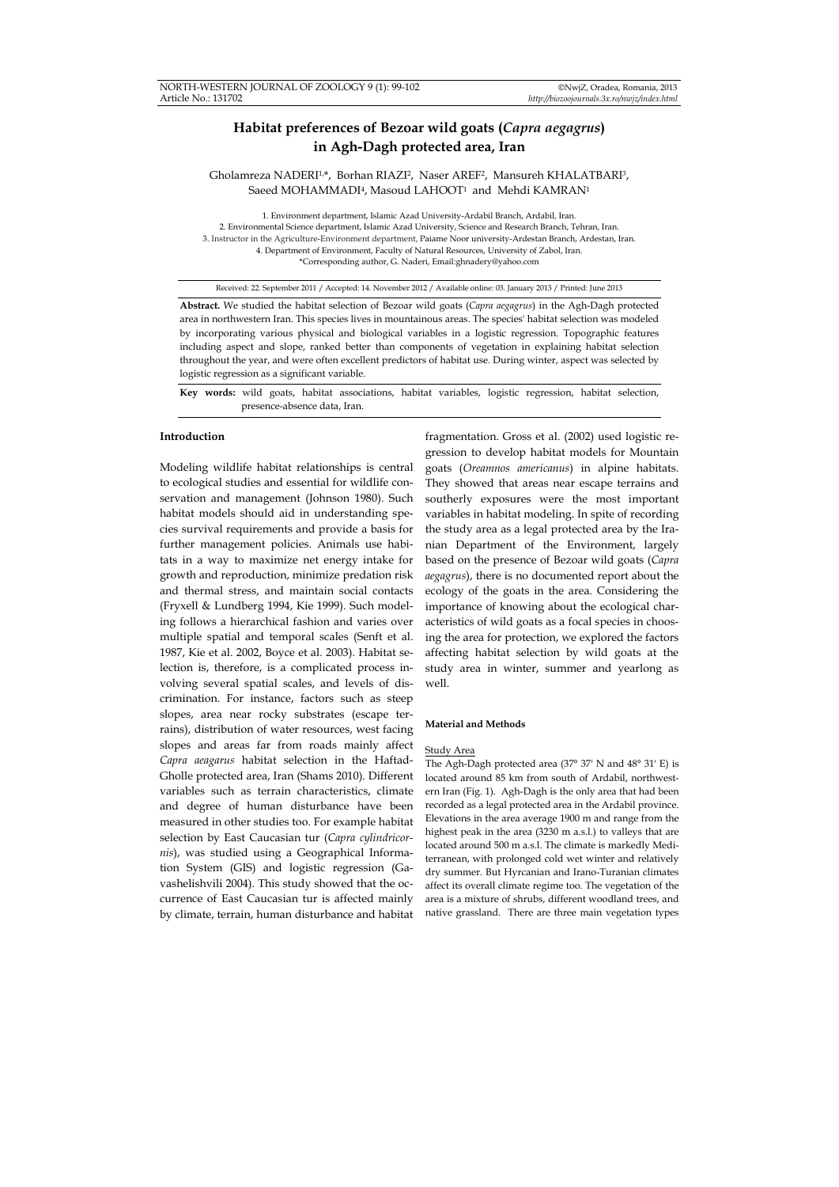# Habitat preferences of Bezoar wild goats (*Capra aegagrus*) in Agh-Dagh protected area, Iran

Gholamreza NADERI[1,*], Borhan RIAZI[2], Naser AREF[2], Mansureh KHALATBARI[3], Saeed MOHAMMADI[4], Masoud LAHOOT[1] and Mehdi KAMRAN[1]

1. Environment department, Islamic Azad University-Ardabil Branch, Ardabil, Iran.
2. Environmental Science department, Islamic Azad University, Science and Research Branch, Tehran, Iran.
3. Instructor in the Agriculture-Environment department, Paiame Noor university-Ardestan Branch, Ardestan, Iran.
4. Department of Environment, Faculty of Natural Resources, University of Zabol, Iran.
*Corresponding author, G. Naderi, Email:ghnadery@yahoo.com

Received: 22. September 2011 / Accepted: 14. November 2012 / Available online: 03. January 2013 / Printed: June 2013

**Abstract.** We studied the habitat selection of Bezoar wild goats (*Capra aegagrus*) in the Agh-Dagh protected area in northwestern Iran. This species lives in mountainous areas. The species' habitat selection was modeled by incorporating various physical and biological variables in a logistic regression. Topographic features including aspect and slope, ranked better than components of vegetation in explaining habitat selection throughout the year, and were often excellent predictors of habitat use. During winter, aspect was selected by logistic regression as a significant variable.

**Key words:** wild goats, habitat associations, habitat variables, logistic regression, habitat selection, presence-absence data, Iran.

## Introduction

Modeling wildlife habitat relationships is central to ecological studies and essential for wildlife conservation and management (Johnson 1980). Such habitat models should aid in understanding species survival requirements and provide a basis for further management policies. Animals use habitats in a way to maximize net energy intake for growth and reproduction, minimize predation risk and thermal stress, and maintain social contacts (Fryxell & Lundberg 1994, Kie 1999). Such modeling follows a hierarchical fashion and varies over multiple spatial and temporal scales (Senft et al. 1987, Kie et al. 2002, Boyce et al. 2003). Habitat selection is, therefore, is a complicated process involving several spatial scales, and levels of discrimination. For instance, factors such as steep slopes, area near rocky substrates (escape terrains), distribution of water resources, west facing slopes and areas far from roads mainly affect *Capra aeagarus* habitat selection in the Haftad-Gholle protected area, Iran (Shams 2010). Different variables such as terrain characteristics, climate and degree of human disturbance have been measured in other studies too. For example habitat selection by East Caucasian tur (*Capra cylindricornis*), was studied using a Geographical Information System (GIS) and logistic regression (Gavashelishvili 2004). This study showed that the occurrence of East Caucasian tur is affected mainly by climate, terrain, human disturbance and habitat fragmentation. Gross et al. (2002) used logistic regression to develop habitat models for Mountain goats (*Oreamnos americanus*) in alpine habitats. They showed that areas near escape terrains and southerly exposures were the most important variables in habitat modeling. In spite of recording the study area as a legal protected area by the Iranian Department of the Environment, largely based on the presence of Bezoar wild goats (*Capra aegagrus*), there is no documented report about the ecology of the goats in the area. Considering the importance of knowing about the ecological characteristics of wild goats as a focal species in choosing the area for protection, we explored the factors affecting habitat selection by wild goats at the study area in winter, summer and yearlong as well.

## Material and Methods

### Study Area

The Agh-Dagh protected area (37° 37' N and 48° 31' E) is located around 85 km from south of Ardabil, northwestern Iran (Fig. 1). Agh-Dagh is the only area that had been recorded as a legal protected area in the Ardabil province. Elevations in the area average 1900 m and range from the highest peak in the area (3230 m a.s.l.) to valleys that are located around 500 m a.s.l. The climate is markedly Mediterranean, with prolonged cold wet winter and relatively dry summer. But Hyrcanian and Irano-Turanian climates affect its overall climate regime too. The vegetation of the area is a mixture of shrubs, different woodland trees, and native grassland. There are three main vegetation types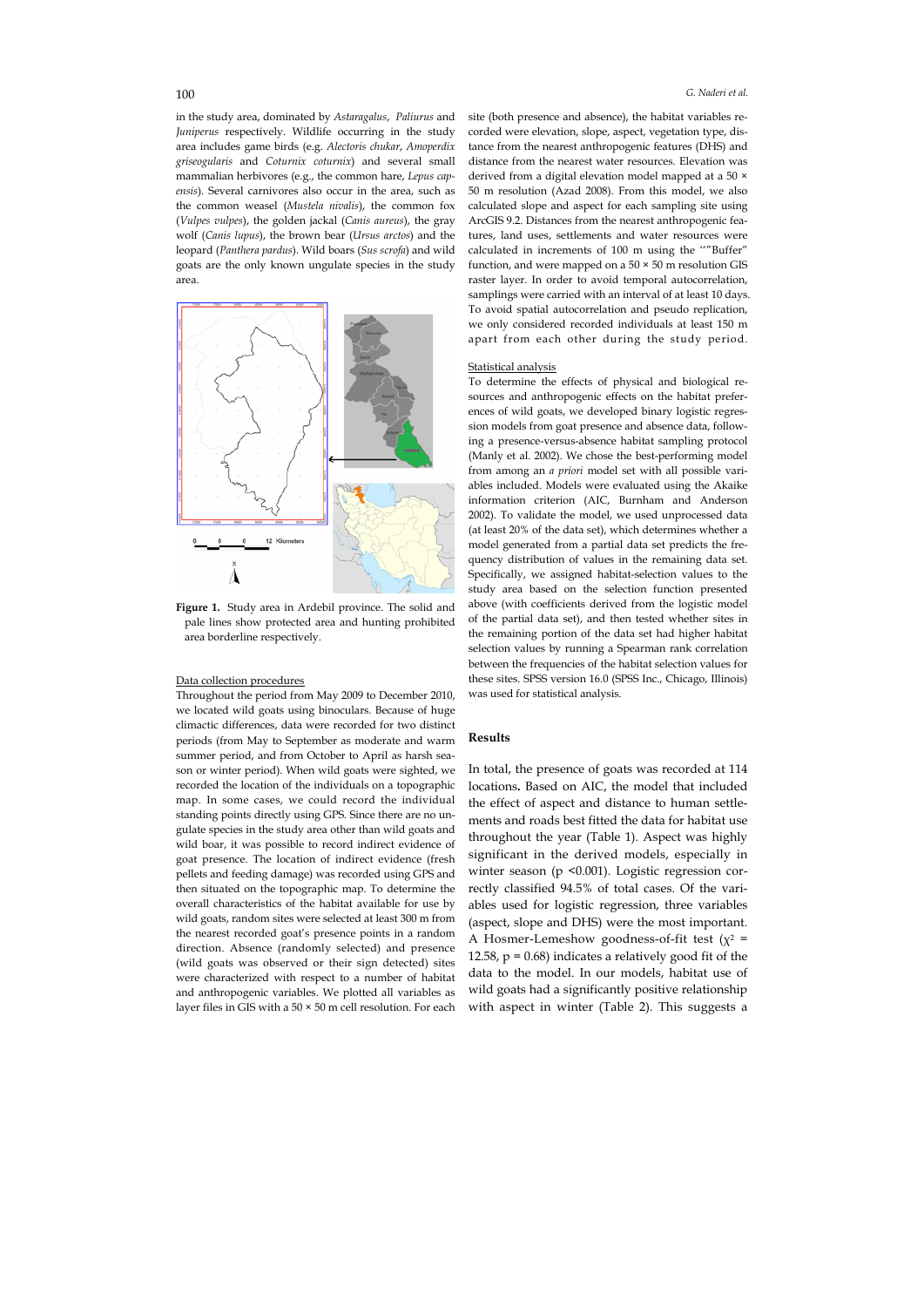in the study area, dominated by *Astaragalus*, *Paliurus* and *Juniperus* respectively. Wildlife occurring in the study area includes game birds (e.g. *Alectoris chukar*, *Amoperdix griseogularis* and *Coturnix coturnix*) and several small mammalian herbivores (e.g., the common hare, *Lepus capensis*). Several carnivores also occur in the area, such as the common weasel (*Mustela nivalis*), the common fox (*Vulpes vulpes*), the golden jackal (*Canis aureus*), the gray wolf (*Canis lupus*), the brown bear (*Ursus arctos*) and the leopard (*Panthera pardus*). Wild boars (*Sus scrofa*) and wild goats are the only known ungulate species in the study area.

**Figure 1.** Study area in Ardebil province. The solid and pale lines show protected area and hunting prohibited area borderline respectively.

### Data collection procedures

Throughout the period from May 2009 to December 2010, we located wild goats using binoculars. Because of huge climactic differences, data were recorded for two distinct periods (from May to September as moderate and warm summer period, and from October to April as harsh season or winter period). When wild goats were sighted, we recorded the location of the individuals on a topographic map. In some cases, we could record the individual standing points directly using GPS. Since there are no ungulate species in the study area other than wild goats and wild boar, it was possible to record indirect evidence of goat presence. The location of indirect evidence (fresh pellets and feeding damage) was recorded using GPS and then situated on the topographic map. To determine the overall characteristics of the habitat available for use by wild goats, random sites were selected at least 300 m from the nearest recorded goat's presence points in a random direction. Absence (randomly selected) and presence (wild goats was observed or their sign detected) sites were characterized with respect to a number of habitat and anthropogenic variables. We plotted all variables as layer files in GIS with a 50 × 50 m cell resolution. For each site (both presence and absence), the habitat variables recorded were elevation, slope, aspect, vegetation type, distance from the nearest anthropogenic features (DHS) and distance from the nearest water resources. Elevation was derived from a digital elevation model mapped at a 50 × 50 m resolution (Azad 2008). From this model, we also calculated slope and aspect for each sampling site using ArcGIS 9.2. Distances from the nearest anthropogenic features, land uses, settlements and water resources were calculated in increments of 100 m using the '"Buffer" function, and were mapped on a 50 × 50 m resolution GIS raster layer. In order to avoid temporal autocorrelation, samplings were carried with an interval of at least 10 days. To avoid spatial autocorrelation and pseudo replication, we only considered recorded individuals at least 150 m apart from each other during the study period.

### Statistical analysis

To determine the effects of physical and biological resources and anthropogenic effects on the habitat preferences of wild goats, we developed binary logistic regression models from goat presence and absence data, following a presence-versus-absence habitat sampling protocol (Manly et al. 2002). We chose the best-performing model from among an *a priori* model set with all possible variables included. Models were evaluated using the Akaike information criterion (AIC, Burnham and Anderson 2002). To validate the model, we used unprocessed data (at least 20% of the data set), which determines whether a model generated from a partial data set predicts the frequency distribution of values in the remaining data set. Specifically, we assigned habitat-selection values to the study area based on the selection function presented above (with coefficients derived from the logistic model of the partial data set), and then tested whether sites in the remaining portion of the data set had higher habitat selection values by running a Spearman rank correlation between the frequencies of the habitat selection values for these sites. SPSS version 16.0 (SPSS Inc., Chicago, Illinois) was used for statistical analysis.

## Results

In total, the presence of goats was recorded at 114 locations**.** Based on AIC, the model that included the effect of aspect and distance to human settlements and roads best fitted the data for habitat use throughout the year (Table 1). Aspect was highly significant in the derived models, especially in winter season ($p < 0.001$). Logistic regression correctly classified 94.5% of total cases. Of the variables used for logistic regression, three variables (aspect, slope and DHS) were the most important. A Hosmer-Lemeshow goodness-of-fit test ($\chi^2$ = 12.58, $p$ = 0.68) indicates a relatively good fit of the data to the model. In our models, habitat use of wild goats had a significantly positive relationship with aspect in winter (Table 2). This suggests a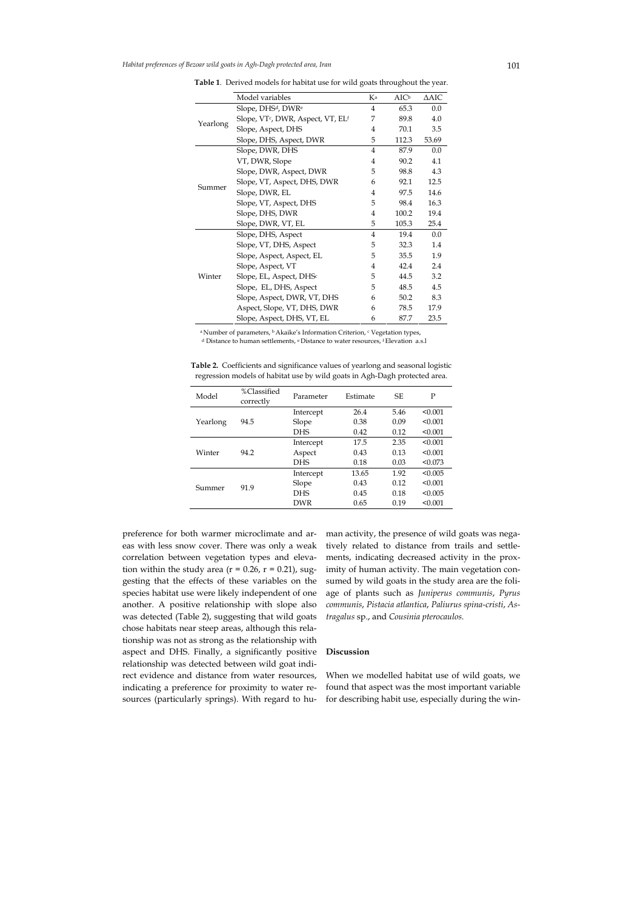**Table 1**. Derived models for habitat use for wild goats throughout the year.

| | Model variables | K[a] | AIC[b] | ΔAIC |
|---|---|---|---|---|
| Yearlong | Slope, DHS[d], DWR[e] | 4 | 65.3 | 0.0 |
| | Slope, VT[c], DWR, Aspect, VT, EL[f] | 7 | 89.8 | 4.0 |
| | Slope, Aspect, DHS | 4 | 70.1 | 3.5 |
| | Slope, DHS, Aspect, DWR | 5 | 112.3 | 53.69 |
| Summer | Slope, DWR, DHS | 4 | 87.9 | 0.0 |
| | VT, DWR, Slope | 4 | 90.2 | 4.1 |
| | Slope, DWR, Aspect, DWR | 5 | 98.8 | 4.3 |
| | Slope, VT, Aspect, DHS, DWR | 6 | 92.1 | 12.5 |
| | Slope, DWR, EL | 4 | 97.5 | 14.6 |
| | Slope, VT, Aspect, DHS | 5 | 98.4 | 16.3 |
| | Slope, DHS, DWR | 4 | 100.2 | 19.4 |
| | Slope, DWR, VT, EL | 5 | 105.3 | 25.4 |
| Winter | Slope, DHS, Aspect | 4 | 19.4 | 0.0 |
| | Slope, VT, DHS, Aspect | 5 | 32.3 | 1.4 |
| | Slope, Aspect, Aspect, EL | 5 | 35.5 | 1.9 |
| | Slope, Aspect, VT | 4 | 42.4 | 2.4 |
| | Slope, EL, Aspect, DHS[c] | 5 | 44.5 | 3.2 |
| | Slope, EL, DHS, Aspect | 5 | 48.5 | 4.5 |
| | Slope, Aspect, DWR, VT, DHS | 6 | 50.2 | 8.3 |
| | Aspect, Slope, VT, DHS, DWR | 6 | 78.5 | 17.9 |
| | Slope, Aspect, DHS, VT, EL | 6 | 87.7 | 23.5 |

[a] Number of parameters, [b] Akaike's Information Criterion, [c] Vegetation types,
[d] Distance to human settlements, [e] Distance to water resources, [f] Elevation a.s.l

**Table 2.** Coefficients and significance values of yearlong and seasonal logistic regression models of habitat use by wild goats in Agh-Dagh protected area.

| Model | %Classified correctly | Parameter | Estimate | SE | P |
|---|---|---|---|---|---|
| Yearlong | 94.5 | Intercept | 26.4 | 5.46 | <0.001 |
| | | Slope | 0.38 | 0.09 | <0.001 |
| | | DHS | 0.42 | 0.12 | <0.001 |
| Winter | 94.2 | Intercept | 17.5 | 2.35 | <0.001 |
| | | Aspect | 0.43 | 0.13 | <0.001 |
| | | DHS | 0.18 | 0.03 | <0.073 |
| Summer | 91.9 | Intercept | 13.65 | 1.92 | <0.005 |
| | | Slope | 0.43 | 0.12 | <0.001 |
| | | DHS | 0.45 | 0.18 | <0.005 |
| | | DWR | 0.65 | 0.19 | <0.001 |

preference for both warmer microclimate and areas with less snow cover. There was only a weak correlation between vegetation types and elevation within the study area ($r = 0.26$, $r = 0.21$), suggesting that the effects of these variables on the species habitat use were likely independent of one another. A positive relationship with slope also was detected (Table 2), suggesting that wild goats chose habitats near steep areas, although this relationship was not as strong as the relationship with aspect and DHS. Finally, a significantly positive relationship was detected between wild goat indirect evidence and distance from water resources, indicating a preference for proximity to water resources (particularly springs). With regard to human activity, the presence of wild goats was negatively related to distance from trails and settlements, indicating decreased activity in the proximity of human activity. The main vegetation consumed by wild goats in the study area are the foliage of plants such as *Juniperus communis*, *Pyrus communis*, *Pistacia atlantica*, *Paliurus spina-cristi*, *Astragalus* sp., and *Cousinia pterocaulos.*

## Discussion

When we modelled habitat use of wild goats, we found that aspect was the most important variable for describing habit use, especially during the win-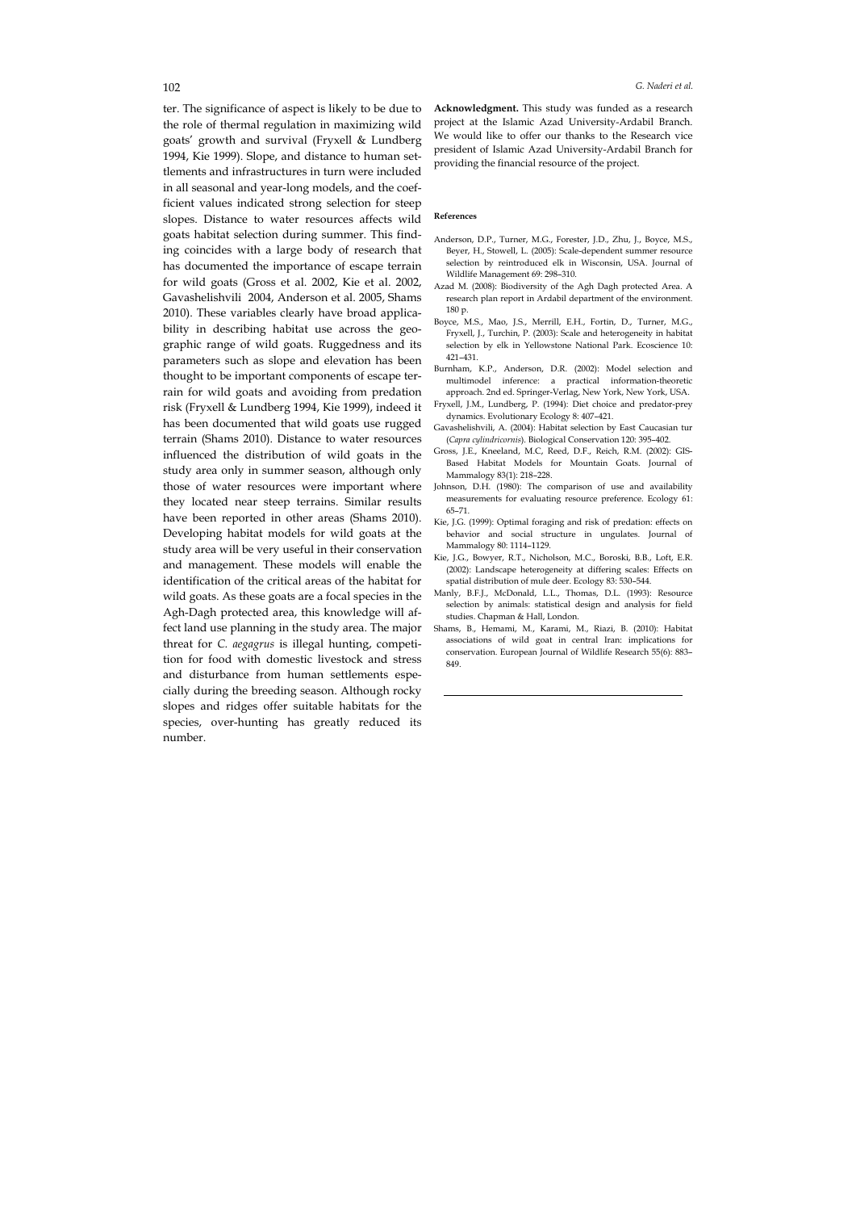ter. The significance of aspect is likely to be due to the role of thermal regulation in maximizing wild goats' growth and survival (Fryxell & Lundberg 1994, Kie 1999). Slope, and distance to human settlements and infrastructures in turn were included in all seasonal and year-long models, and the coefficient values indicated strong selection for steep slopes. Distance to water resources affects wild goats habitat selection during summer. This finding coincides with a large body of research that has documented the importance of escape terrain for wild goats (Gross et al. 2002, Kie et al. 2002, Gavashelishvili 2004, Anderson et al. 2005, Shams 2010). These variables clearly have broad applicability in describing habitat use across the geographic range of wild goats. Ruggedness and its parameters such as slope and elevation has been thought to be important components of escape terrain for wild goats and avoiding from predation risk (Fryxell & Lundberg 1994, Kie 1999), indeed it has been documented that wild goats use rugged terrain (Shams 2010). Distance to water resources influenced the distribution of wild goats in the study area only in summer season, although only those of water resources were important where they located near steep terrains. Similar results have been reported in other areas (Shams 2010). Developing habitat models for wild goats at the study area will be very useful in their conservation and management. These models will enable the identification of the critical areas of the habitat for wild goats. As these goats are a focal species in the Agh-Dagh protected area, this knowledge will affect land use planning in the study area. The major threat for *C. aegagrus* is illegal hunting, competition for food with domestic livestock and stress and disturbance from human settlements especially during the breeding season. Although rocky slopes and ridges offer suitable habitats for the species, over-hunting has greatly reduced its number.

**Acknowledgment.** This study was funded as a research project at the Islamic Azad University-Ardabil Branch. We would like to offer our thanks to the Research vice president of Islamic Azad University-Ardabil Branch for providing the financial resource of the project.

**References**

Anderson, D.P., Turner, M.G., Forester, J.D., Zhu, J., Boyce, M.S., Beyer, H., Stowell, L. (2005): Scale-dependent summer resource selection by reintroduced elk in Wisconsin, USA. Journal of Wildlife Management 69: 298–310.

Azad M. (2008): Biodiversity of the Agh Dagh protected Area. A research plan report in Ardabil department of the environment. 180 p.

Boyce, M.S., Mao, J.S., Merrill, E.H., Fortin, D., Turner, M.G., Fryxell, J., Turchin, P. (2003): Scale and heterogeneity in habitat selection by elk in Yellowstone National Park. Ecoscience 10: 421–431.

Burnham, K.P., Anderson, D.R. (2002): Model selection and multimodel inference: a practical information-theoretic approach. 2nd ed. Springer-Verlag, New York, New York, USA.

Fryxell, J.M., Lundberg, P. (1994): Diet choice and predator-prey dynamics. Evolutionary Ecology 8: 407–421.

Gavashelishvili, A. (2004): Habitat selection by East Caucasian tur (*Capra cylindricornis*). Biological Conservation 120: 395–402.

Gross, J.E., Kneeland, M.C, Reed, D.F., Reich, R.M. (2002): GIS-Based Habitat Models for Mountain Goats. Journal of Mammalogy 83(1): 218–228.

Johnson, D.H. (1980): The comparison of use and availability measurements for evaluating resource preference. Ecology 61: 65–71.

Kie, J.G. (1999): Optimal foraging and risk of predation: effects on behavior and social structure in ungulates. Journal of Mammalogy 80: 1114–1129.

Kie, J.G., Bowyer, R.T., Nicholson, M.C., Boroski, B.B., Loft, E.R. (2002): Landscape heterogeneity at differing scales: Effects on spatial distribution of mule deer. Ecology 83: 530–544.

Manly, B.F.J., McDonald, L.L., Thomas, D.L. (1993): Resource selection by animals: statistical design and analysis for field studies. Chapman & Hall, London.

Shams, B., Hemami, M., Karami, M., Riazi, B. (2010): Habitat associations of wild goat in central Iran: implications for conservation. European Journal of Wildlife Research 55(6): 883–849.